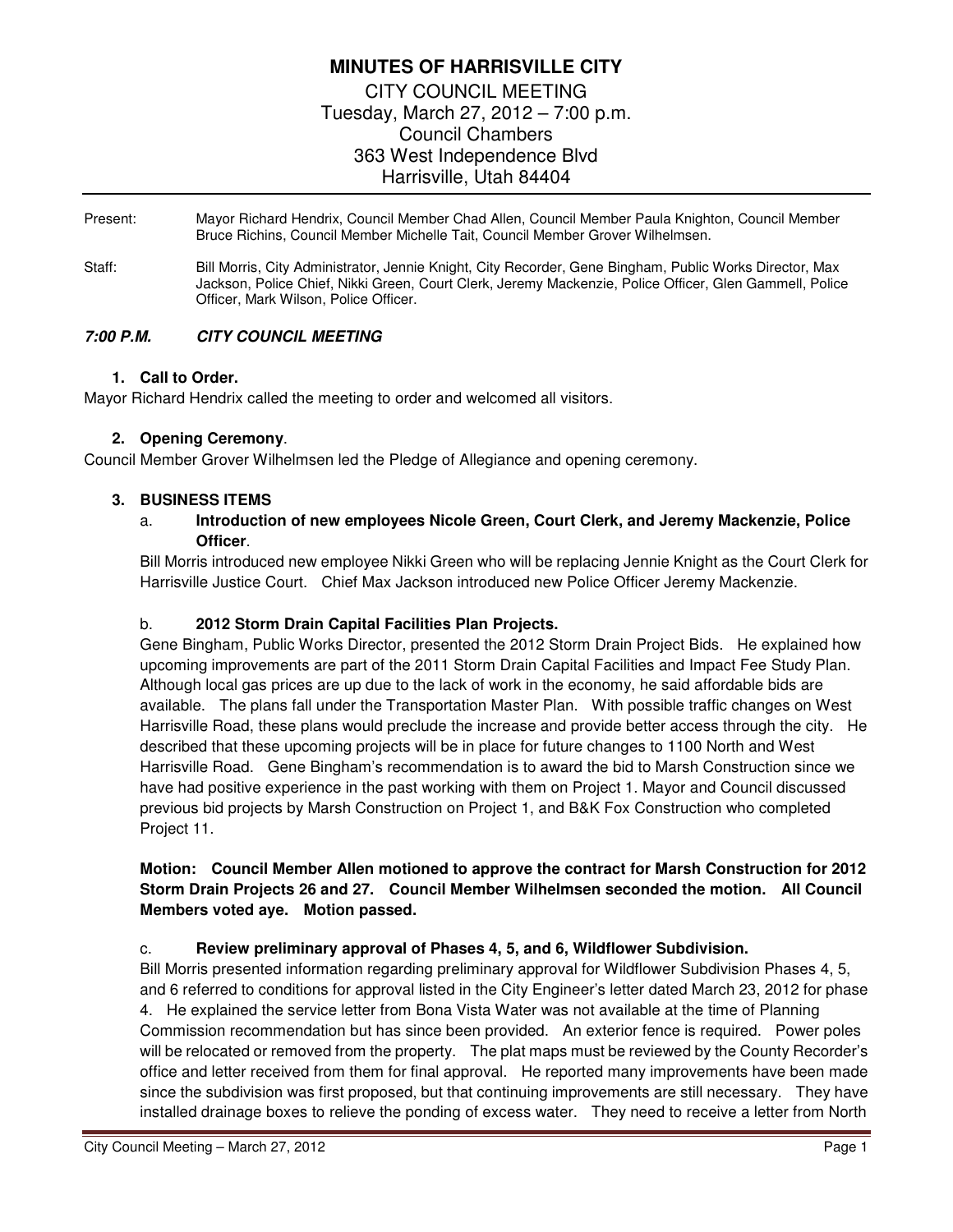# MINUTES OF HARRISVILLE CITY

CITY COUNCIL MEETING
Tuesday, March 27, 2012 – 7:00 p.m.
Council Chambers
363 West Independence Blvd
Harrisville, Utah 84404

Present: Mayor Richard Hendrix, Council Member Chad Allen, Council Member Paula Knighton, Council Member Bruce Richins, Council Member Michelle Tait, Council Member Grover Wilhelmsen.

Staff: Bill Morris, City Administrator, Jennie Knight, City Recorder, Gene Bingham, Public Works Director, Max Jackson, Police Chief, Nikki Green, Court Clerk, Jeremy Mackenzie, Police Officer, Glen Gammell, Police Officer, Mark Wilson, Police Officer.

***7:00 P.M. CITY COUNCIL MEETING***

**1. Call to Order.**

Mayor Richard Hendrix called the meeting to order and welcomed all visitors.

**2. Opening Ceremony**.

Council Member Grover Wilhelmsen led the Pledge of Allegiance and opening ceremony.

**3. BUSINESS ITEMS**

a. **Introduction of new employees Nicole Green, Court Clerk, and Jeremy Mackenzie, Police Officer**.

Bill Morris introduced new employee Nikki Green who will be replacing Jennie Knight as the Court Clerk for Harrisville Justice Court. Chief Max Jackson introduced new Police Officer Jeremy Mackenzie.

b. **2012 Storm Drain Capital Facilities Plan Projects.**

Gene Bingham, Public Works Director, presented the 2012 Storm Drain Project Bids. He explained how upcoming improvements are part of the 2011 Storm Drain Capital Facilities and Impact Fee Study Plan. Although local gas prices are up due to the lack of work in the economy, he said affordable bids are available. The plans fall under the Transportation Master Plan. With possible traffic changes on West Harrisville Road, these plans would preclude the increase and provide better access through the city. He described that these upcoming projects will be in place for future changes to 1100 North and West Harrisville Road. Gene Bingham's recommendation is to award the bid to Marsh Construction since we have had positive experience in the past working with them on Project 1. Mayor and Council discussed previous bid projects by Marsh Construction on Project 1, and B&K Fox Construction who completed Project 11.

**Motion: Council Member Allen motioned to approve the contract for Marsh Construction for 2012 Storm Drain Projects 26 and 27. Council Member Wilhelmsen seconded the motion. All Council Members voted aye. Motion passed.**

c. **Review preliminary approval of Phases 4, 5, and 6, Wildflower Subdivision.**

Bill Morris presented information regarding preliminary approval for Wildflower Subdivision Phases 4, 5, and 6 referred to conditions for approval listed in the City Engineer's letter dated March 23, 2012 for phase 4. He explained the service letter from Bona Vista Water was not available at the time of Planning Commission recommendation but has since been provided. An exterior fence is required. Power poles will be relocated or removed from the property. The plat maps must be reviewed by the County Recorder's office and letter received from them for final approval. He reported many improvements have been made since the subdivision was first proposed, but that continuing improvements are still necessary. They have installed drainage boxes to relieve the ponding of excess water. They need to receive a letter from North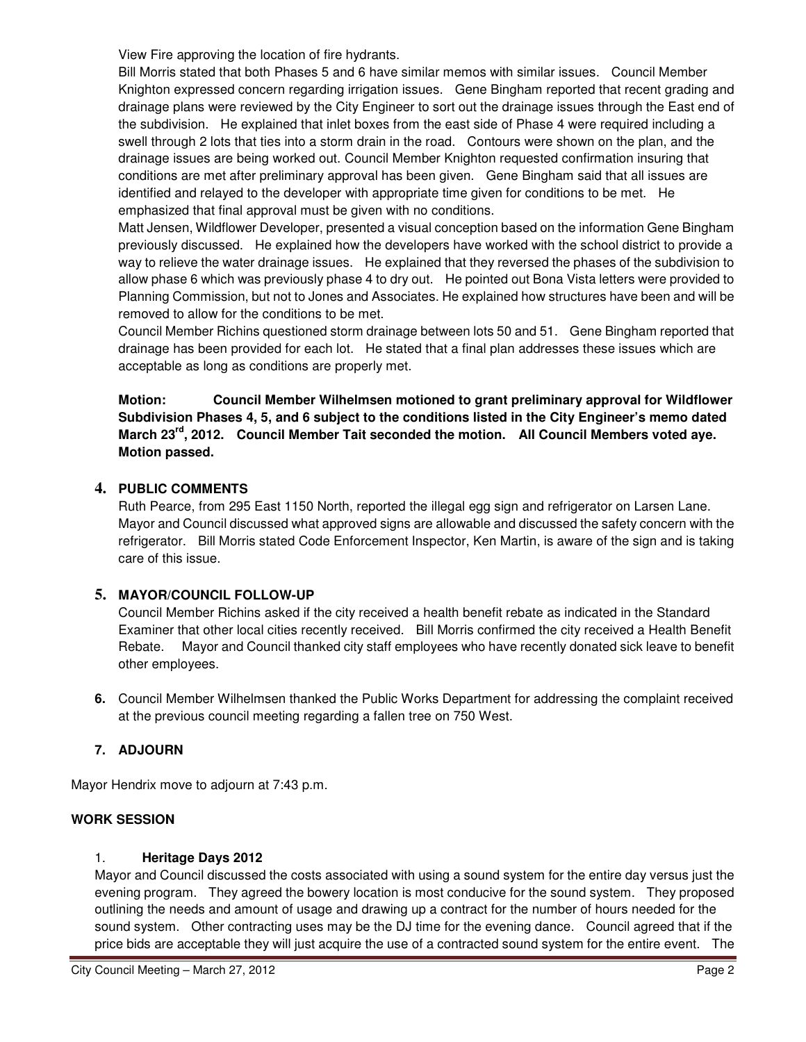View Fire approving the location of fire hydrants.

Bill Morris stated that both Phases 5 and 6 have similar memos with similar issues. Council Member Knighton expressed concern regarding irrigation issues. Gene Bingham reported that recent grading and drainage plans were reviewed by the City Engineer to sort out the drainage issues through the East end of the subdivision. He explained that inlet boxes from the east side of Phase 4 were required including a swell through 2 lots that ties into a storm drain in the road. Contours were shown on the plan, and the drainage issues are being worked out. Council Member Knighton requested confirmation insuring that conditions are met after preliminary approval has been given. Gene Bingham said that all issues are identified and relayed to the developer with appropriate time given for conditions to be met. He emphasized that final approval must be given with no conditions.

Matt Jensen, Wildflower Developer, presented a visual conception based on the information Gene Bingham previously discussed. He explained how the developers have worked with the school district to provide a way to relieve the water drainage issues. He explained that they reversed the phases of the subdivision to allow phase 6 which was previously phase 4 to dry out. He pointed out Bona Vista letters were provided to Planning Commission, but not to Jones and Associates. He explained how structures have been and will be removed to allow for the conditions to be met.

Council Member Richins questioned storm drainage between lots 50 and 51. Gene Bingham reported that drainage has been provided for each lot. He stated that a final plan addresses these issues which are acceptable as long as conditions are properly met.

**Motion: Council Member Wilhelmsen motioned to grant preliminary approval for Wildflower Subdivision Phases 4, 5, and 6 subject to the conditions listed in the City Engineer's memo dated March 23rd, 2012. Council Member Tait seconded the motion. All Council Members voted aye. Motion passed.**

## 4. PUBLIC COMMENTS

Ruth Pearce, from 295 East 1150 North, reported the illegal egg sign and refrigerator on Larsen Lane. Mayor and Council discussed what approved signs are allowable and discussed the safety concern with the refrigerator. Bill Morris stated Code Enforcement Inspector, Ken Martin, is aware of the sign and is taking care of this issue.

## 5. MAYOR/COUNCIL FOLLOW-UP

Council Member Richins asked if the city received a health benefit rebate as indicated in the Standard Examiner that other local cities recently received. Bill Morris confirmed the city received a Health Benefit Rebate. Mayor and Council thanked city staff employees who have recently donated sick leave to benefit other employees.

**6.** Council Member Wilhelmsen thanked the Public Works Department for addressing the complaint received at the previous council meeting regarding a fallen tree on 750 West.

## 7. ADJOURN

Mayor Hendrix move to adjourn at 7:43 p.m.

## WORK SESSION

1. **Heritage Days 2012**

Mayor and Council discussed the costs associated with using a sound system for the entire day versus just the evening program. They agreed the bowery location is most conducive for the sound system. They proposed outlining the needs and amount of usage and drawing up a contract for the number of hours needed for the sound system. Other contracting uses may be the DJ time for the evening dance. Council agreed that if the price bids are acceptable they will just acquire the use of a contracted sound system for the entire event. The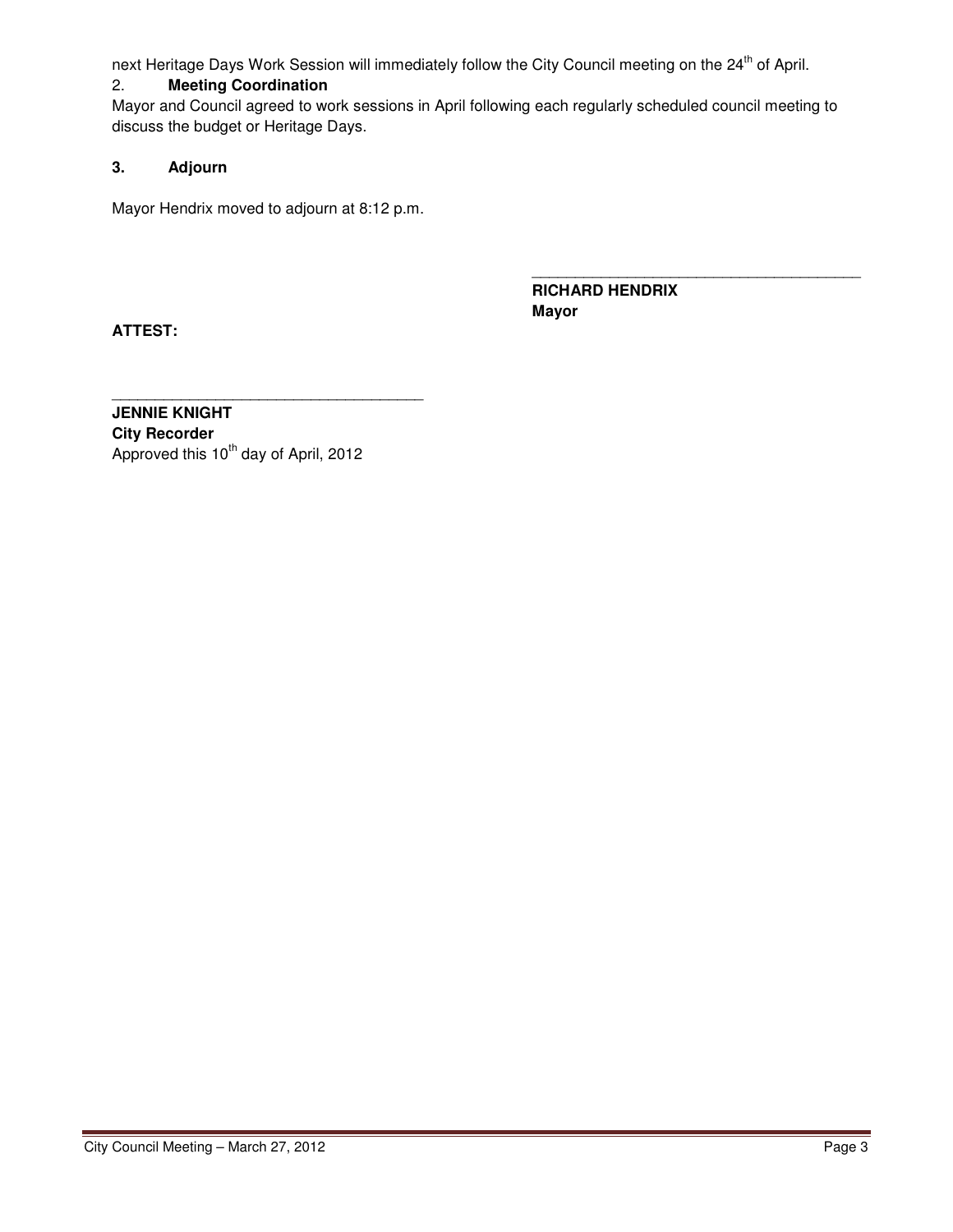next Heritage Days Work Session will immediately follow the City Council meeting on the 24th of April.

2. **Meeting Coordination**

Mayor and Council agreed to work sessions in April following each regularly scheduled council meeting to discuss the budget or Heritage Days.

**3. Adjourn**

Mayor Hendrix moved to adjourn at 8:12 p.m.

\_\_\_\_\_\_\_\_\_\_\_\_\_\_\_\_\_\_\_\_\_\_\_\_\_\_\_\_\_\_\_\_\_\_\_\_\_\_\_\_
**RICHARD HENDRIX**
**Mayor**

**ATTEST:**

\_\_\_\_\_\_\_\_\_\_\_\_\_\_\_\_\_\_\_\_\_\_\_\_\_\_\_\_\_\_\_\_\_\_\_\_\_\_
**JENNIE KNIGHT**
**City Recorder**
Approved this 10th day of April, 2012